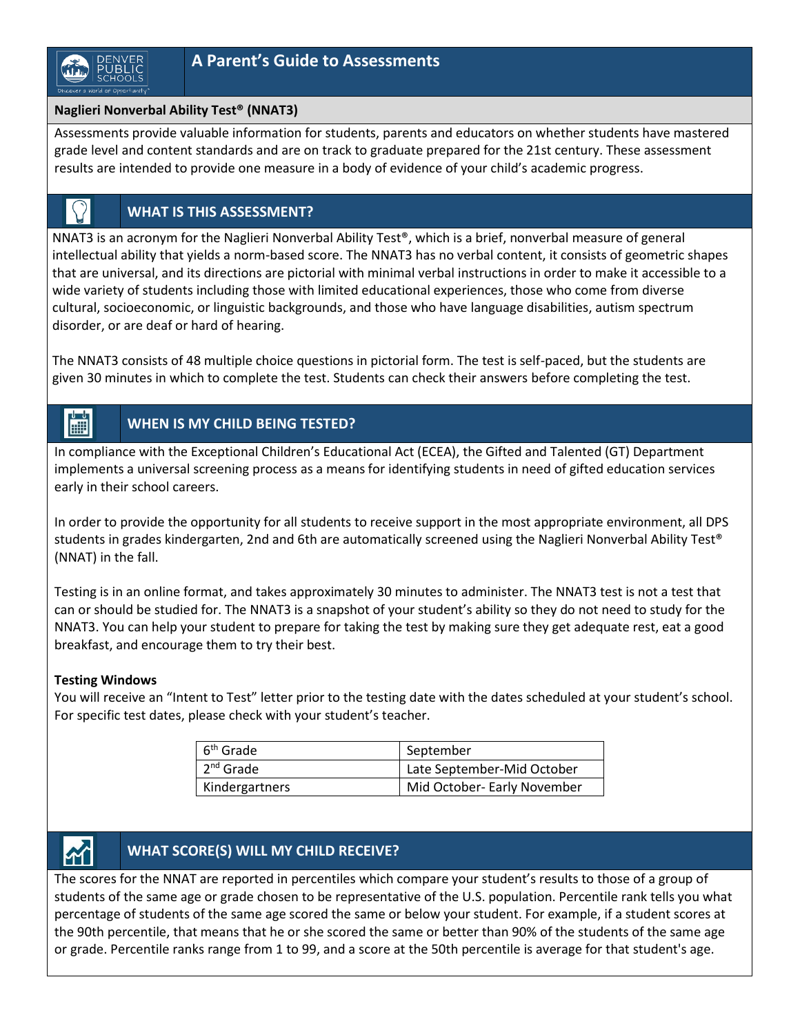# A Parent's Guide to Assessments

**Naglieri Nonverbal Ability Test® (NNAT3)**

Assessments provide valuable information for students, parents and educators on whether students have mastered grade level and content standards and are on track to graduate prepared for the 21st century. These assessment results are intended to provide one measure in a body of evidence of your child's academic progress.

## WHAT IS THIS ASSESSMENT?

NNAT3 is an acronym for the Naglieri Nonverbal Ability Test®, which is a brief, nonverbal measure of general intellectual ability that yields a norm-based score. The NNAT3 has no verbal content, it consists of geometric shapes that are universal, and its directions are pictorial with minimal verbal instructions in order to make it accessible to a wide variety of students including those with limited educational experiences, those who come from diverse cultural, socioeconomic, or linguistic backgrounds, and those who have language disabilities, autism spectrum disorder, or are deaf or hard of hearing.

The NNAT3 consists of 48 multiple choice questions in pictorial form. The test is self-paced, but the students are given 30 minutes in which to complete the test. Students can check their answers before completing the test.

## WHEN IS MY CHILD BEING TESTED?

In compliance with the Exceptional Children's Educational Act (ECEA), the Gifted and Talented (GT) Department implements a universal screening process as a means for identifying students in need of gifted education services early in their school careers.

In order to provide the opportunity for all students to receive support in the most appropriate environment, all DPS students in grades kindergarten, 2nd and 6th are automatically screened using the Naglieri Nonverbal Ability Test® (NNAT) in the fall.

Testing is in an online format, and takes approximately 30 minutes to administer. The NNAT3 test is not a test that can or should be studied for. The NNAT3 is a snapshot of your student's ability so they do not need to study for the NNAT3. You can help your student to prepare for taking the test by making sure they get adequate rest, eat a good breakfast, and encourage them to try their best.

**Testing Windows**

You will receive an "Intent to Test" letter prior to the testing date with the dates scheduled at your student's school. For specific test dates, please check with your student's teacher.

| Grade | Window |
|---|---|
| 6th Grade | September |
| 2nd Grade | Late September-Mid October |
| Kindergartners | Mid October- Early November |

## WHAT SCORE(S) WILL MY CHILD RECEIVE?

The scores for the NNAT are reported in percentiles which compare your student's results to those of a group of students of the same age or grade chosen to be representative of the U.S. population. Percentile rank tells you what percentage of students of the same age scored the same or below your student. For example, if a student scores at the 90th percentile, that means that he or she scored the same or better than 90% of the students of the same age or grade. Percentile ranks range from 1 to 99, and a score at the 50th percentile is average for that student's age.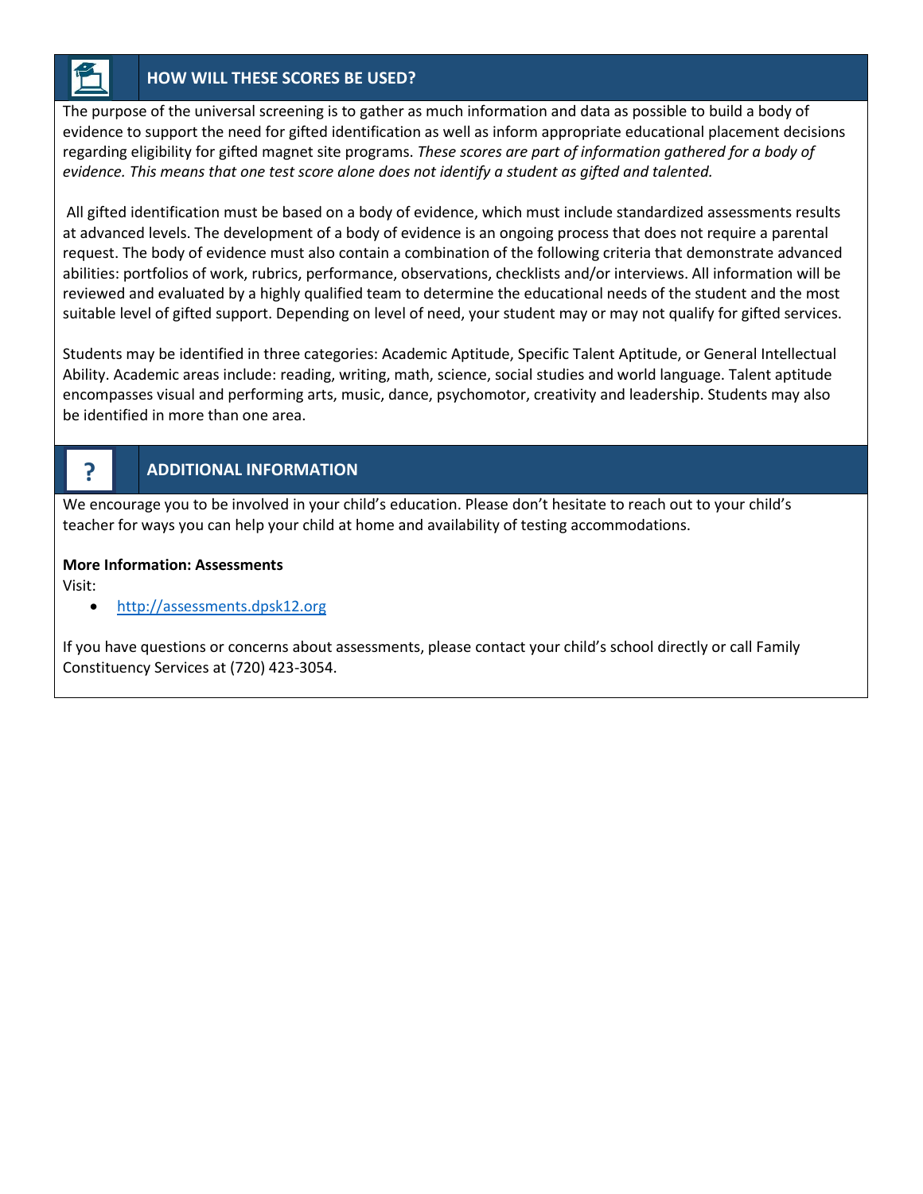## HOW WILL THESE SCORES BE USED?

The purpose of the universal screening is to gather as much information and data as possible to build a body of evidence to support the need for gifted identification as well as inform appropriate educational placement decisions regarding eligibility for gifted magnet site programs. *These scores are part of information gathered for a body of evidence. This means that one test score alone does not identify a student as gifted and talented.*

All gifted identification must be based on a body of evidence, which must include standardized assessments results at advanced levels. The development of a body of evidence is an ongoing process that does not require a parental request. The body of evidence must also contain a combination of the following criteria that demonstrate advanced abilities: portfolios of work, rubrics, performance, observations, checklists and/or interviews. All information will be reviewed and evaluated by a highly qualified team to determine the educational needs of the student and the most suitable level of gifted support. Depending on level of need, your student may or may not qualify for gifted services.

Students may be identified in three categories: Academic Aptitude, Specific Talent Aptitude, or General Intellectual Ability. Academic areas include: reading, writing, math, science, social studies and world language. Talent aptitude encompasses visual and performing arts, music, dance, psychomotor, creativity and leadership. Students may also be identified in more than one area.

## ADDITIONAL INFORMATION

We encourage you to be involved in your child's education. Please don't hesitate to reach out to your child's teacher for ways you can help your child at home and availability of testing accommodations.

**More Information: Assessments**

Visit:

- http://assessments.dpsk12.org

If you have questions or concerns about assessments, please contact your child's school directly or call Family Constituency Services at (720) 423-3054.